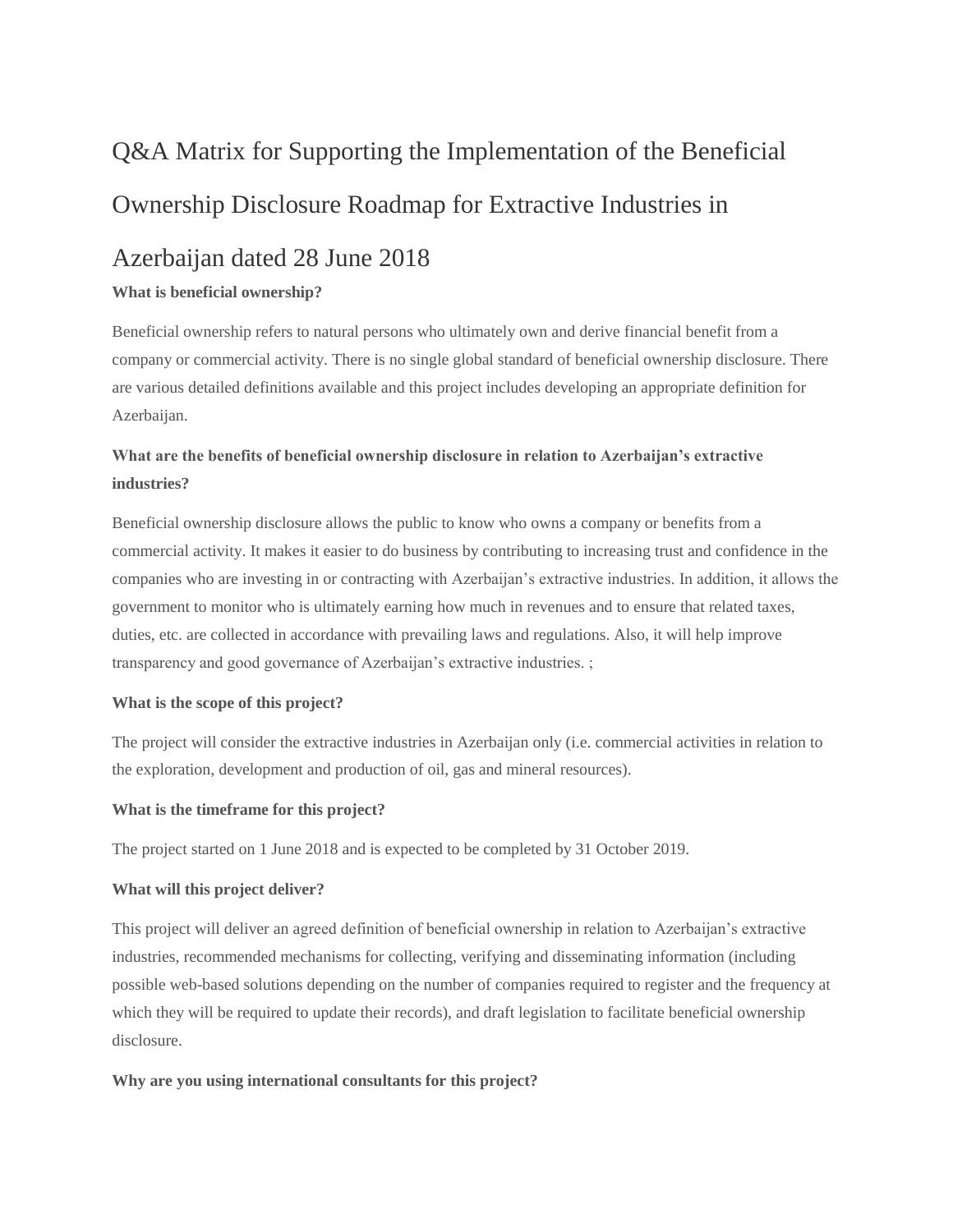# Q&A Matrix for Supporting the Implementation of the Beneficial Ownership Disclosure Roadmap for Extractive Industries in Azerbaijan dated 28 June 2018

**What is beneficial ownership?**

Beneficial ownership refers to natural persons who ultimately own and derive financial benefit from a company or commercial activity. There is no single global standard of beneficial ownership disclosure. There are various detailed definitions available and this project includes developing an appropriate definition for Azerbaijan.

**What are the benefits of beneficial ownership disclosure in relation to Azerbaijan's extractive industries?**

Beneficial ownership disclosure allows the public to know who owns a company or benefits from a commercial activity. It makes it easier to do business by contributing to increasing trust and confidence in the companies who are investing in or contracting with Azerbaijan's extractive industries. In addition, it allows the government to monitor who is ultimately earning how much in revenues and to ensure that related taxes, duties, etc. are collected in accordance with prevailing laws and regulations. Also, it will help improve transparency and good governance of Azerbaijan's extractive industries. ;

**What is the scope of this project?**

The project will consider the extractive industries in Azerbaijan only (i.e. commercial activities in relation to the exploration, development and production of oil, gas and mineral resources).

**What is the timeframe for this project?**

The project started on 1 June 2018 and is expected to be completed by 31 October 2019.

**What will this project deliver?**

This project will deliver an agreed definition of beneficial ownership in relation to Azerbaijan's extractive industries, recommended mechanisms for collecting, verifying and disseminating information (including possible web-based solutions depending on the number of companies required to register and the frequency at which they will be required to update their records), and draft legislation to facilitate beneficial ownership disclosure.

**Why are you using international consultants for this project?**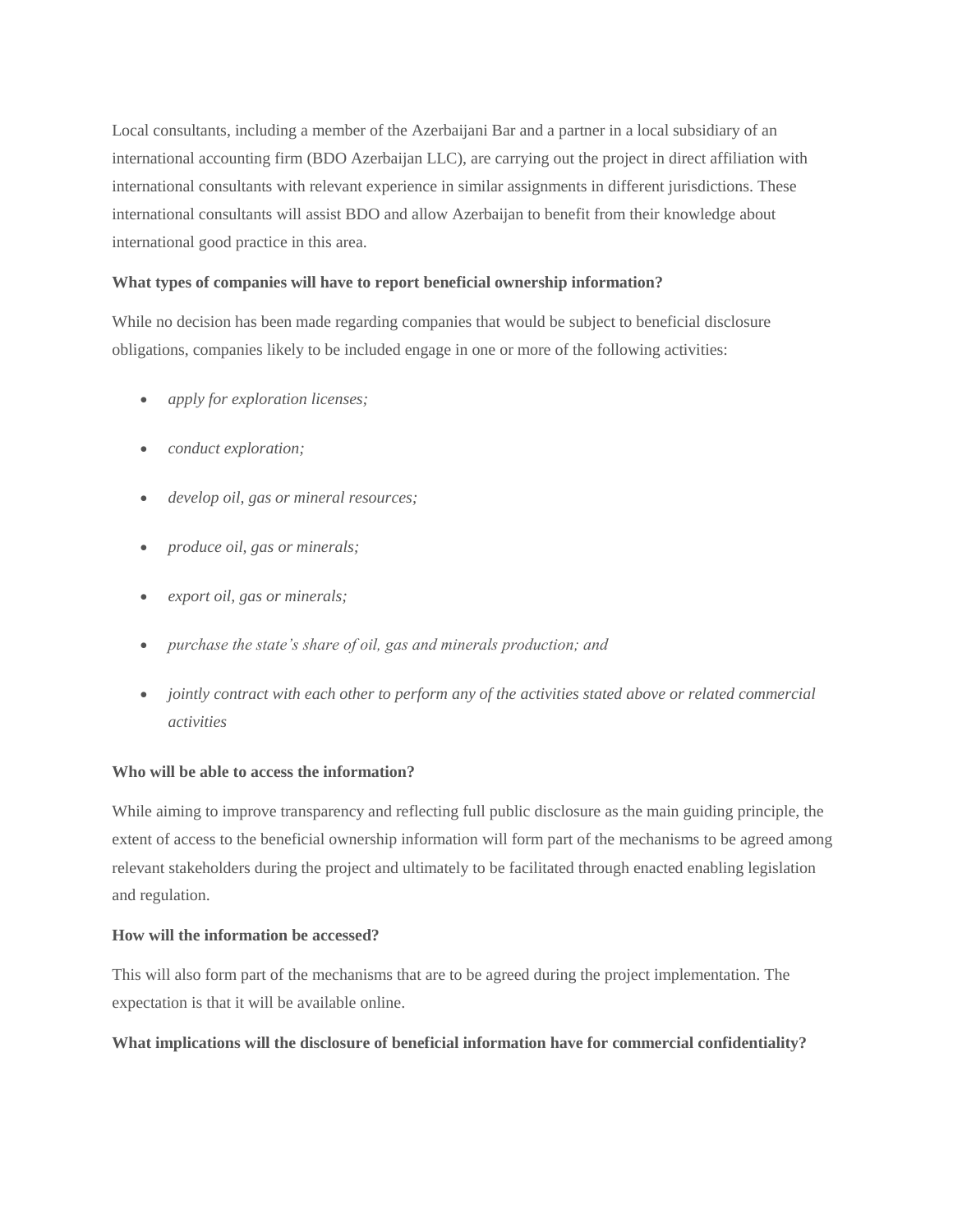Local consultants, including a member of the Azerbaijani Bar and a partner in a local subsidiary of an international accounting firm (BDO Azerbaijan LLC), are carrying out the project in direct affiliation with international consultants with relevant experience in similar assignments in different jurisdictions. These international consultants will assist BDO and allow Azerbaijan to benefit from their knowledge about international good practice in this area.

**What types of companies will have to report beneficial ownership information?**

While no decision has been made regarding companies that would be subject to beneficial disclosure obligations, companies likely to be included engage in one or more of the following activities:

- *apply for exploration licenses;*
- *conduct exploration;*
- *develop oil, gas or mineral resources;*
- *produce oil, gas or minerals;*
- *export oil, gas or minerals;*
- *purchase the state's share of oil, gas and minerals production; and*
- *jointly contract with each other to perform any of the activities stated above or related commercial activities*

**Who will be able to access the information?**

While aiming to improve transparency and reflecting full public disclosure as the main guiding principle, the extent of access to the beneficial ownership information will form part of the mechanisms to be agreed among relevant stakeholders during the project and ultimately to be facilitated through enacted enabling legislation and regulation.

**How will the information be accessed?**

This will also form part of the mechanisms that are to be agreed during the project implementation. The expectation is that it will be available online.

**What implications will the disclosure of beneficial information have for commercial confidentiality?**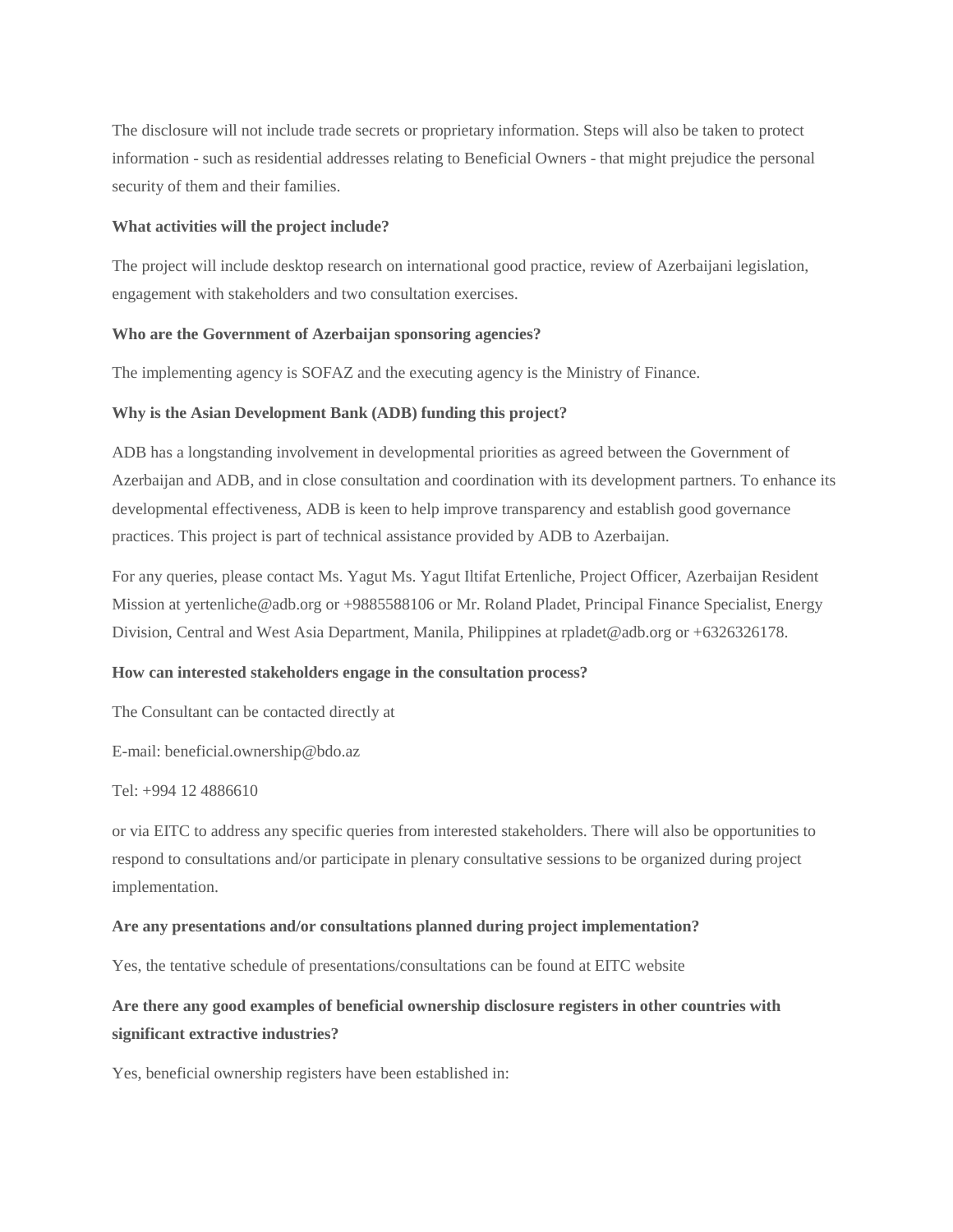The disclosure will not include trade secrets or proprietary information. Steps will also be taken to protect information - such as residential addresses relating to Beneficial Owners - that might prejudice the personal security of them and their families.

**What activities will the project include?**

The project will include desktop research on international good practice, review of Azerbaijani legislation, engagement with stakeholders and two consultation exercises.

**Who are the Government of Azerbaijan sponsoring agencies?**

The implementing agency is SOFAZ and the executing agency is the Ministry of Finance.

**Why is the Asian Development Bank (ADB) funding this project?**

ADB has a longstanding involvement in developmental priorities as agreed between the Government of Azerbaijan and ADB, and in close consultation and coordination with its development partners. To enhance its developmental effectiveness, ADB is keen to help improve transparency and establish good governance practices. This project is part of technical assistance provided by ADB to Azerbaijan.

For any queries, please contact Ms. Yagut Ms. Yagut Iltifat Ertenliche, Project Officer, Azerbaijan Resident Mission at yertenliche@adb.org or +9885588106 or Mr. Roland Pladet, Principal Finance Specialist, Energy Division, Central and West Asia Department, Manila, Philippines at rpladet@adb.org or +6326326178.

**How can interested stakeholders engage in the consultation process?**

The Consultant can be contacted directly at

E-mail: beneficial.ownership@bdo.az

Tel: +994 12 4886610

or via EITC to address any specific queries from interested stakeholders. There will also be opportunities to respond to consultations and/or participate in plenary consultative sessions to be organized during project implementation.

**Are any presentations and/or consultations planned during project implementation?**

Yes, the tentative schedule of presentations/consultations can be found at EITC website

**Are there any good examples of beneficial ownership disclosure registers in other countries with significant extractive industries?**

Yes, beneficial ownership registers have been established in: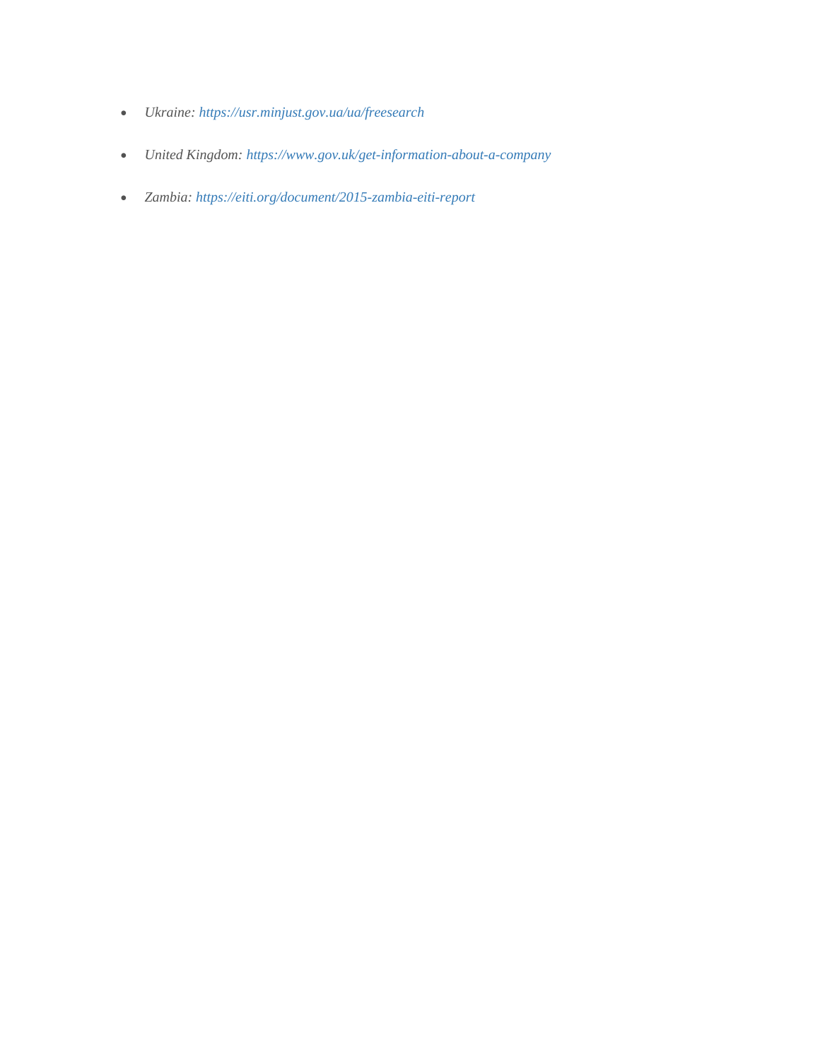- *Ukraine: https://usr.minjust.gov.ua/ua/freesearch*
- *United Kingdom: https://www.gov.uk/get-information-about-a-company*
- *Zambia: https://eiti.org/document/2015-zambia-eiti-report*